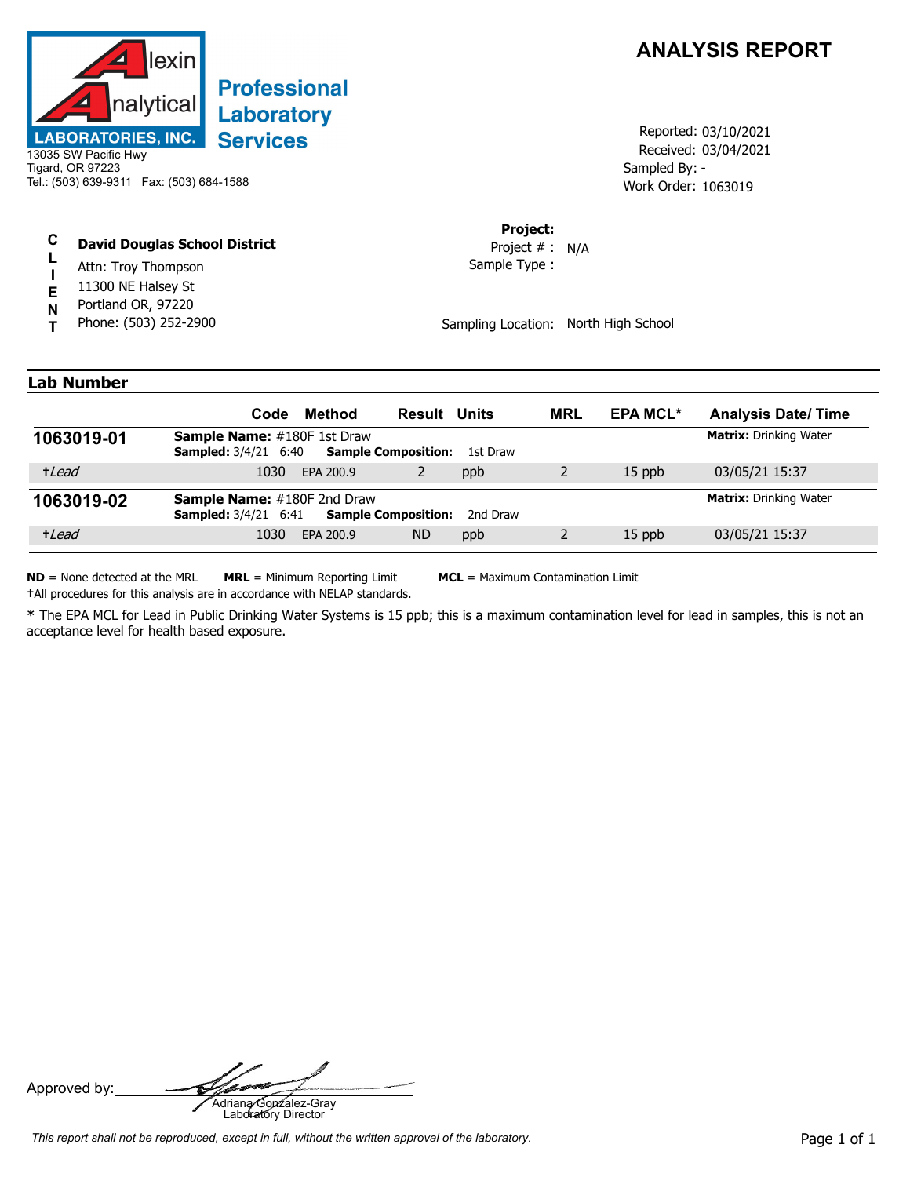Alexin Analytical Laboratories, Inc.

**Professional Laboratory Services**

13035 SW Pacific Hwy
Tigard, OR 97223
Tel.: (503) 639-9311 Fax: (503) 684-1588

# ANALYSIS REPORT

Reported: 03/10/2021
Received: 03/04/2021
Sampled By: -
Work Order: 1063019

**CLIENT**

**David Douglas School District**
Attn: Troy Thompson
11300 NE Halsey St
Portland OR, 97220
Phone: (503) 252-2900

**Project:**
Project # : N/A
Sample Type :

Sampling Location: North High School

## Lab Number

| | Code | Method | Result | Units | MRL | EPA MCL* | Analysis Date/ Time |
|---|---|---|---|---|---|---|---|
| **1063019-01** | **Sample Name:** #180F 1st Draw **Sampled:** 3/4/21 6:40 | | **Sample Composition:** 1st Draw | | | | **Matrix:** Drinking Water |
| †*Lead* | 1030 | EPA 200.9 | 2 | ppb | 2 | 15 ppb | 03/05/21 15:37 |
| **1063019-02** | **Sample Name:** #180F 2nd Draw **Sampled:** 3/4/21 6:41 | | **Sample Composition:** 2nd Draw | | | | **Matrix:** Drinking Water |
| †*Lead* | 1030 | EPA 200.9 | ND | ppb | 2 | 15 ppb | 03/05/21 15:37 |

**ND** = None detected at the MRL  **MRL** = Minimum Reporting Limit  **MCL** = Maximum Contamination Limit

†All procedures for this analysis are in accordance with NELAP standards.

**\*** The EPA MCL for Lead in Public Drinking Water Systems is 15 ppb; this is a maximum contamination level for lead in samples, this is not an acceptance level for health based exposure.

Approved by: ______________________
Adriana Gonzalez-Gray
Laboratory Director

*This report shall not be reproduced, except in full, without the written approval of the laboratory.*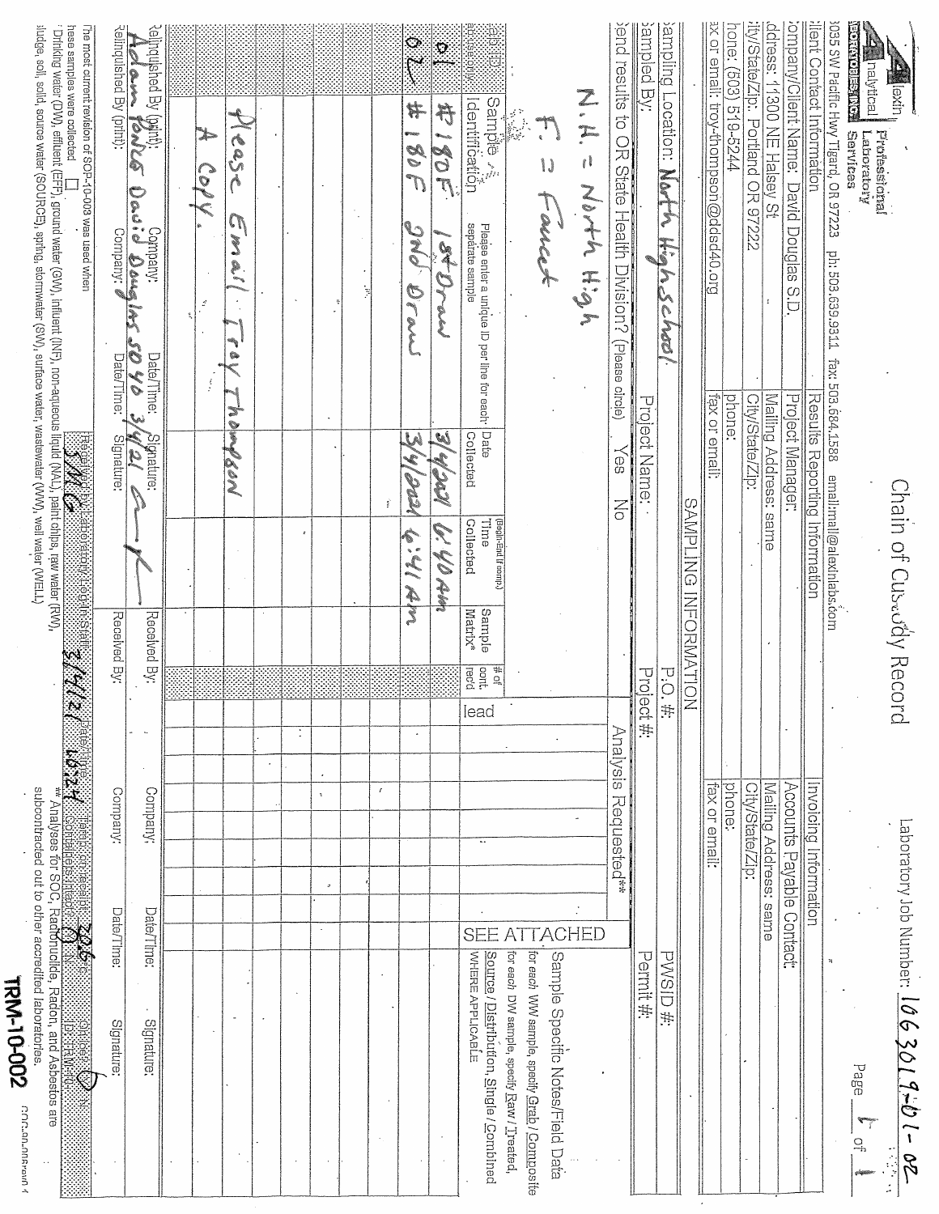# Chain of Custody Record

Alexin Analytical Laboratories — Professional Laboratory Services

13035 SW Pacific Hwy Tigard, OR 97223 ph: 503.639.9311 fax: 503.684.1588 email: mail@alexinlabs.com

Laboratory Job Number: 1063019-01-02

Page 1 of 1

| Client Contact Information | Results Reporting Information | Invoicing Information |
|---|---|---|
| Company/Client Name: David Douglas S.D. | Project Manager: | Accounts Payable Contact: |
| Address: 11300 NE Halsey St | Mailing Address: same | Mailing Address: same |
| City/State/Zip: Portland OR 97222 | City/State/Zip: | City/State/Zip: |
| Phone: (503) 519-5244 | phone: | phone: |
| Fax or email: troy-thompson@ddsd40.org | fax or email: | fax or email: |

## SAMPLING INFORMATION

Sampling Location: North Highschool | P.O. #: | PWSID #:

Sampled By: | Project Name: | Project #: | Permit #:

Send results to OR State Health Division? (Please circle) Yes No

N.H. = North High

F. = Faucet

| Lab ID (lab use only) | Sample Identification (Please enter a unique ID per line for each separate sample) | | Date Collected | Time Collected (Begin-End if comp.) | Sample Matrix* | # of cont. rec'd | Analysis Requested**: lead | Sample Specific Notes/Field Data |
|---|---|---|---|---|---|---|---|---|
| 01 | #180F | 1st Draw | 3/4/2021 | 6:40 Am | | | | SEE ATTACHED |
| 02 | #180F | 2nd Draw | 3/4/2021 | 6:41 Am | | | | |

Sample Specific Notes/Field Data: for each WW sample, specify Grab/Composite; for each DW sample, specify Raw/Treated, Source/Distribution, Single/Combined WHERE APPLICABLE

Please Email Troy Thompson A Copy.

| Relinquished By (print): | Company: | Date/Time: | Signature: | Received By: | Company: | Date/Time: | Signature: |
|---|---|---|---|---|---|---|---|
| Adam Tonks | David Douglas SD40 | 3/4/21 | | | | | |
| Relinquished By (print): | Company: | Date/Time: | Signature: | Received By: | Company: | Date/Time: | Signature: |
| | | | | | | | |

Received by Laboratory / Log In Staff: SMG | Date/Time: 3/4/21 10:24 | Temp on receipt: 20.6 | Containers intact: Y | On ice: N | ID: THM-1

The most current revision of SOP-10-003 was used when these samples were collected ☐

*Drinking water (DW), effluent (EFF), ground water (GW), influent (INF), non-aqueous liquid (NAL), paint chips, raw water (RW), sludge, soil, solid, source water (SOURCE), spring, stormwater (SW), surface water, wastewater (WW), well water (WELL)

** Analyses for SOC, Radionuclide, Radon, and Asbestos are subcontracted out to other accredited laboratories.

TRM-10-002